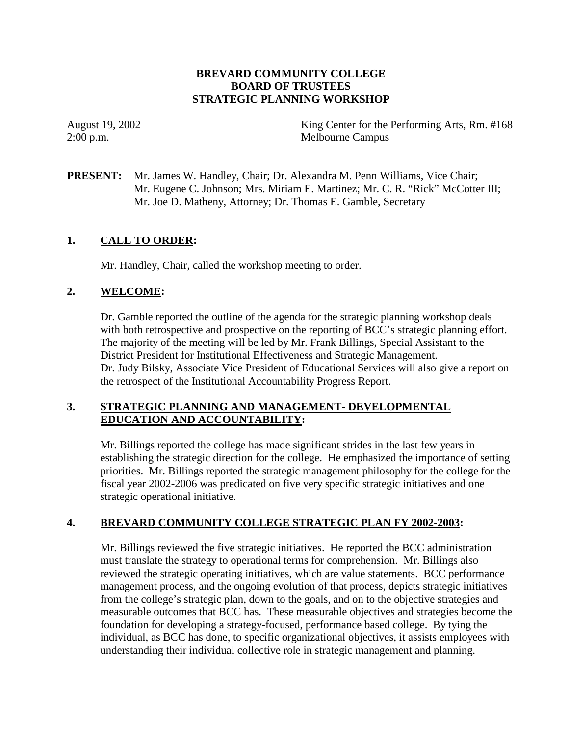**BREVARD COMMUNITY COLLEGE**
**BOARD OF TRUSTEES**
**STRATEGIC PLANNING WORKSHOP**

August 19, 2002 King Center for the Performing Arts, Rm. #168
2:00 p.m. Melbourne Campus

**PRESENT:** Mr. James W. Handley, Chair; Dr. Alexandra M. Penn Williams, Vice Chair; Mr. Eugene C. Johnson; Mrs. Miriam E. Martinez; Mr. C. R. "Rick" McCotter III; Mr. Joe D. Matheny, Attorney; Dr. Thomas E. Gamble, Secretary

## 1. CALL TO ORDER:

Mr. Handley, Chair, called the workshop meeting to order.

## 2. WELCOME:

Dr. Gamble reported the outline of the agenda for the strategic planning workshop deals with both retrospective and prospective on the reporting of BCC's strategic planning effort. The majority of the meeting will be led by Mr. Frank Billings, Special Assistant to the District President for Institutional Effectiveness and Strategic Management. Dr. Judy Bilsky, Associate Vice President of Educational Services will also give a report on the retrospect of the Institutional Accountability Progress Report.

## 3. STRATEGIC PLANNING AND MANAGEMENT- DEVELOPMENTAL EDUCATION AND ACCOUNTABILITY:

Mr. Billings reported the college has made significant strides in the last few years in establishing the strategic direction for the college. He emphasized the importance of setting priorities. Mr. Billings reported the strategic management philosophy for the college for the fiscal year 2002-2006 was predicated on five very specific strategic initiatives and one strategic operational initiative.

## 4. BREVARD COMMUNITY COLLEGE STRATEGIC PLAN FY 2002-2003:

Mr. Billings reviewed the five strategic initiatives. He reported the BCC administration must translate the strategy to operational terms for comprehension. Mr. Billings also reviewed the strategic operating initiatives, which are value statements. BCC performance management process, and the ongoing evolution of that process, depicts strategic initiatives from the college's strategic plan, down to the goals, and on to the objective strategies and measurable outcomes that BCC has. These measurable objectives and strategies become the foundation for developing a strategy-focused, performance based college. By tying the individual, as BCC has done, to specific organizational objectives, it assists employees with understanding their individual collective role in strategic management and planning.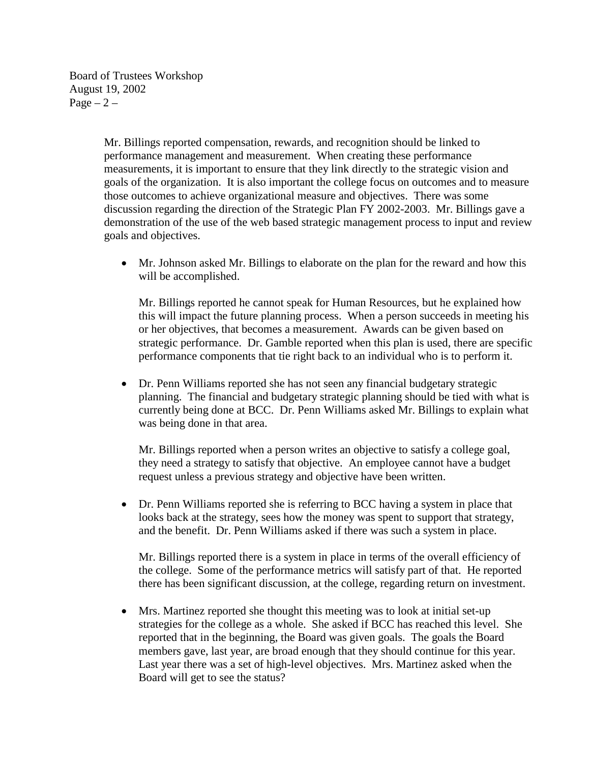Mr. Billings reported compensation, rewards, and recognition should be linked to performance management and measurement. When creating these performance measurements, it is important to ensure that they link directly to the strategic vision and goals of the organization. It is also important the college focus on outcomes and to measure those outcomes to achieve organizational measure and objectives. There was some discussion regarding the direction of the Strategic Plan FY 2002-2003. Mr. Billings gave a demonstration of the use of the web based strategic management process to input and review goals and objectives.

- Mr. Johnson asked Mr. Billings to elaborate on the plan for the reward and how this will be accomplished.

  Mr. Billings reported he cannot speak for Human Resources, but he explained how this will impact the future planning process. When a person succeeds in meeting his or her objectives, that becomes a measurement. Awards can be given based on strategic performance. Dr. Gamble reported when this plan is used, there are specific performance components that tie right back to an individual who is to perform it.

- Dr. Penn Williams reported she has not seen any financial budgetary strategic planning. The financial and budgetary strategic planning should be tied with what is currently being done at BCC. Dr. Penn Williams asked Mr. Billings to explain what was being done in that area.

  Mr. Billings reported when a person writes an objective to satisfy a college goal, they need a strategy to satisfy that objective. An employee cannot have a budget request unless a previous strategy and objective have been written.

- Dr. Penn Williams reported she is referring to BCC having a system in place that looks back at the strategy, sees how the money was spent to support that strategy, and the benefit. Dr. Penn Williams asked if there was such a system in place.

  Mr. Billings reported there is a system in place in terms of the overall efficiency of the college. Some of the performance metrics will satisfy part of that. He reported there has been significant discussion, at the college, regarding return on investment.

- Mrs. Martinez reported she thought this meeting was to look at initial set-up strategies for the college as a whole. She asked if BCC has reached this level. She reported that in the beginning, the Board was given goals. The goals the Board members gave, last year, are broad enough that they should continue for this year. Last year there was a set of high-level objectives. Mrs. Martinez asked when the Board will get to see the status?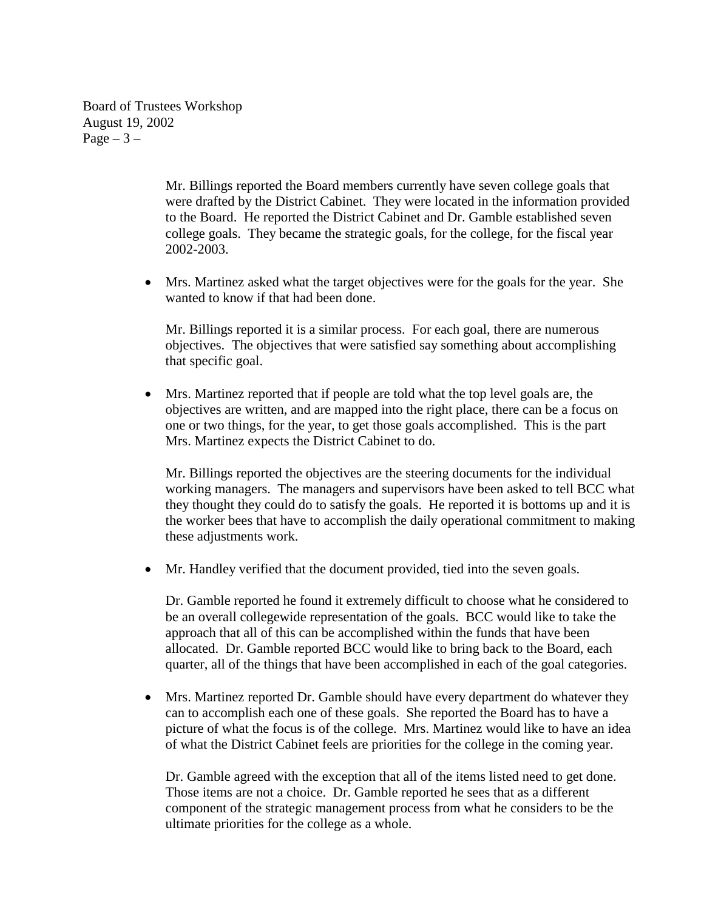Mr. Billings reported the Board members currently have seven college goals that were drafted by the District Cabinet. They were located in the information provided to the Board. He reported the District Cabinet and Dr. Gamble established seven college goals. They became the strategic goals, for the college, for the fiscal year 2002-2003.

- Mrs. Martinez asked what the target objectives were for the goals for the year. She wanted to know if that had been done.

  Mr. Billings reported it is a similar process. For each goal, there are numerous objectives. The objectives that were satisfied say something about accomplishing that specific goal.

- Mrs. Martinez reported that if people are told what the top level goals are, the objectives are written, and are mapped into the right place, there can be a focus on one or two things, for the year, to get those goals accomplished. This is the part Mrs. Martinez expects the District Cabinet to do.

  Mr. Billings reported the objectives are the steering documents for the individual working managers. The managers and supervisors have been asked to tell BCC what they thought they could do to satisfy the goals. He reported it is bottoms up and it is the worker bees that have to accomplish the daily operational commitment to making these adjustments work.

- Mr. Handley verified that the document provided, tied into the seven goals.

  Dr. Gamble reported he found it extremely difficult to choose what he considered to be an overall collegewide representation of the goals. BCC would like to take the approach that all of this can be accomplished within the funds that have been allocated. Dr. Gamble reported BCC would like to bring back to the Board, each quarter, all of the things that have been accomplished in each of the goal categories.

- Mrs. Martinez reported Dr. Gamble should have every department do whatever they can to accomplish each one of these goals. She reported the Board has to have a picture of what the focus is of the college. Mrs. Martinez would like to have an idea of what the District Cabinet feels are priorities for the college in the coming year.

  Dr. Gamble agreed with the exception that all of the items listed need to get done. Those items are not a choice. Dr. Gamble reported he sees that as a different component of the strategic management process from what he considers to be the ultimate priorities for the college as a whole.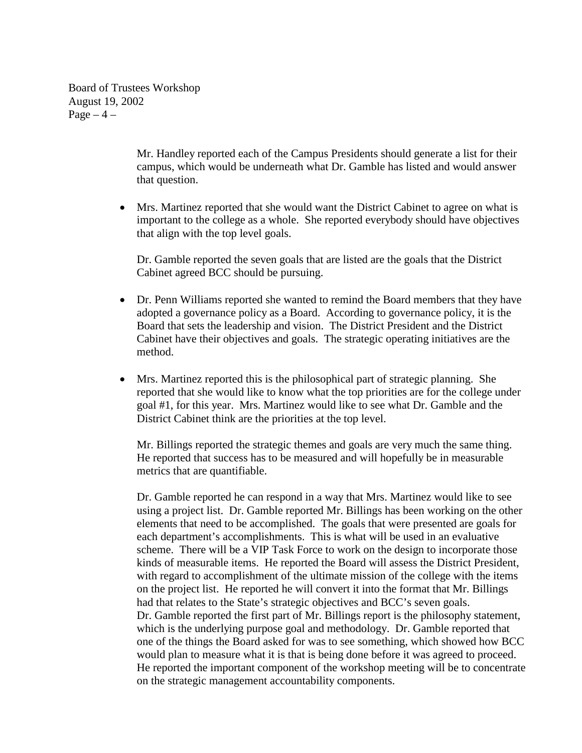Mr. Handley reported each of the Campus Presidents should generate a list for their campus, which would be underneath what Dr. Gamble has listed and would answer that question.

- Mrs. Martinez reported that she would want the District Cabinet to agree on what is important to the college as a whole. She reported everybody should have objectives that align with the top level goals.

  Dr. Gamble reported the seven goals that are listed are the goals that the District Cabinet agreed BCC should be pursuing.

- Dr. Penn Williams reported she wanted to remind the Board members that they have adopted a governance policy as a Board. According to governance policy, it is the Board that sets the leadership and vision. The District President and the District Cabinet have their objectives and goals. The strategic operating initiatives are the method.

- Mrs. Martinez reported this is the philosophical part of strategic planning. She reported that she would like to know what the top priorities are for the college under goal #1, for this year. Mrs. Martinez would like to see what Dr. Gamble and the District Cabinet think are the priorities at the top level.

  Mr. Billings reported the strategic themes and goals are very much the same thing. He reported that success has to be measured and will hopefully be in measurable metrics that are quantifiable.

  Dr. Gamble reported he can respond in a way that Mrs. Martinez would like to see using a project list. Dr. Gamble reported Mr. Billings has been working on the other elements that need to be accomplished. The goals that were presented are goals for each department's accomplishments. This is what will be used in an evaluative scheme. There will be a VIP Task Force to work on the design to incorporate those kinds of measurable items. He reported the Board will assess the District President, with regard to accomplishment of the ultimate mission of the college with the items on the project list. He reported he will convert it into the format that Mr. Billings had that relates to the State's strategic objectives and BCC's seven goals. Dr. Gamble reported the first part of Mr. Billings report is the philosophy statement, which is the underlying purpose goal and methodology. Dr. Gamble reported that one of the things the Board asked for was to see something, which showed how BCC would plan to measure what it is that is being done before it was agreed to proceed. He reported the important component of the workshop meeting will be to concentrate on the strategic management accountability components.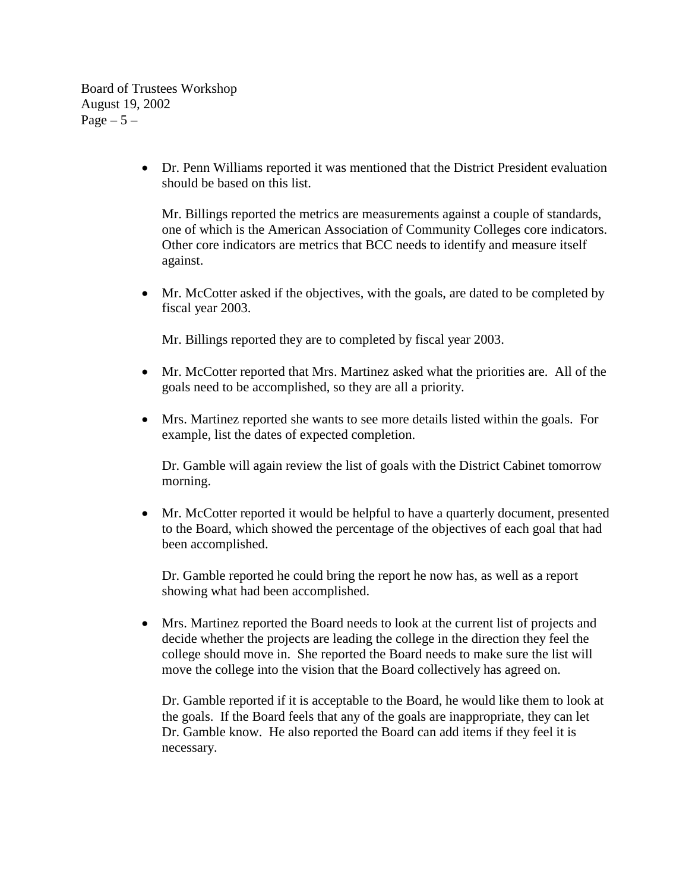- Dr. Penn Williams reported it was mentioned that the District President evaluation should be based on this list.

  Mr. Billings reported the metrics are measurements against a couple of standards, one of which is the American Association of Community Colleges core indicators. Other core indicators are metrics that BCC needs to identify and measure itself against.

- Mr. McCotter asked if the objectives, with the goals, are dated to be completed by fiscal year 2003.

  Mr. Billings reported they are to completed by fiscal year 2003.

- Mr. McCotter reported that Mrs. Martinez asked what the priorities are. All of the goals need to be accomplished, so they are all a priority.

- Mrs. Martinez reported she wants to see more details listed within the goals. For example, list the dates of expected completion.

  Dr. Gamble will again review the list of goals with the District Cabinet tomorrow morning.

- Mr. McCotter reported it would be helpful to have a quarterly document, presented to the Board, which showed the percentage of the objectives of each goal that had been accomplished.

  Dr. Gamble reported he could bring the report he now has, as well as a report showing what had been accomplished.

- Mrs. Martinez reported the Board needs to look at the current list of projects and decide whether the projects are leading the college in the direction they feel the college should move in. She reported the Board needs to make sure the list will move the college into the vision that the Board collectively has agreed on.

  Dr. Gamble reported if it is acceptable to the Board, he would like them to look at the goals. If the Board feels that any of the goals are inappropriate, they can let Dr. Gamble know. He also reported the Board can add items if they feel it is necessary.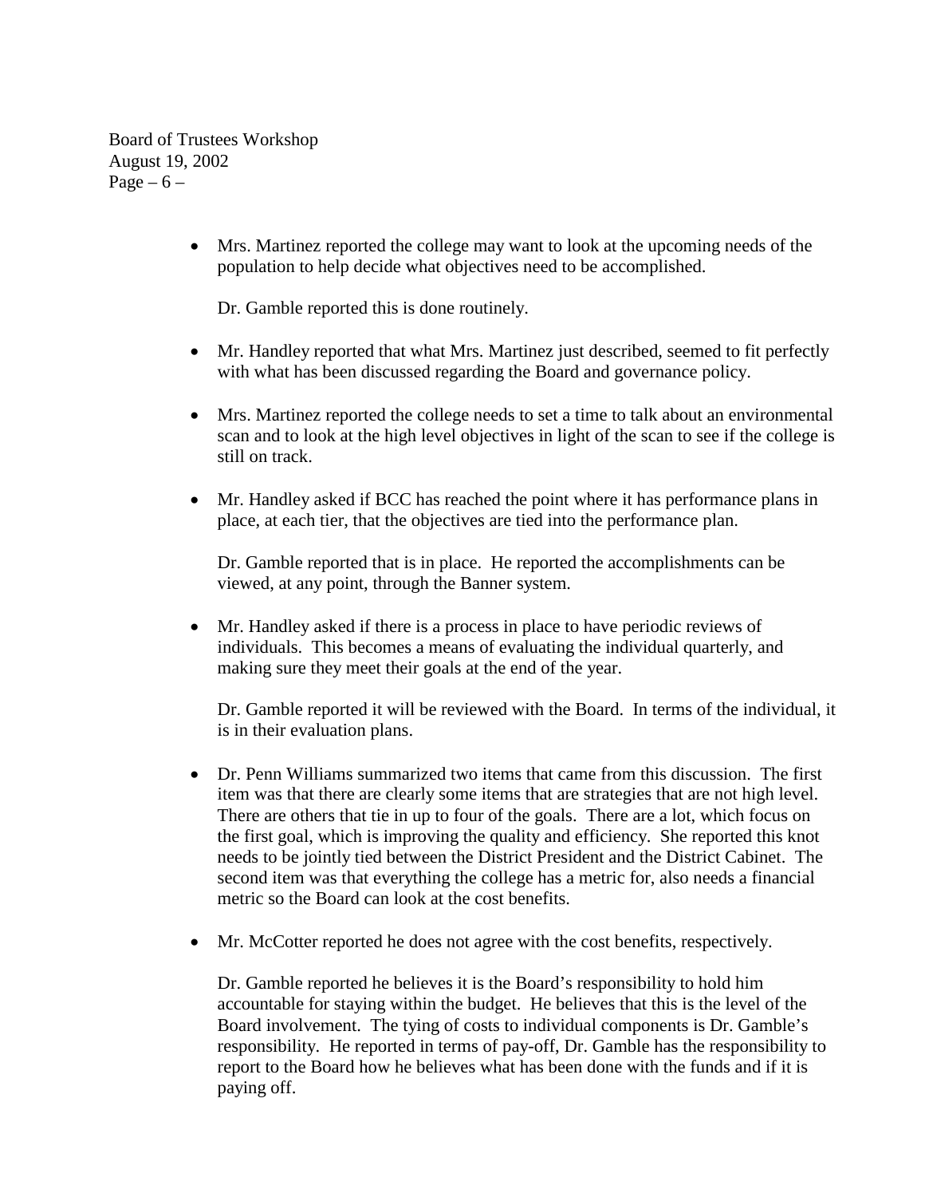- Mrs. Martinez reported the college may want to look at the upcoming needs of the population to help decide what objectives need to be accomplished.

  Dr. Gamble reported this is done routinely.

- Mr. Handley reported that what Mrs. Martinez just described, seemed to fit perfectly with what has been discussed regarding the Board and governance policy.

- Mrs. Martinez reported the college needs to set a time to talk about an environmental scan and to look at the high level objectives in light of the scan to see if the college is still on track.

- Mr. Handley asked if BCC has reached the point where it has performance plans in place, at each tier, that the objectives are tied into the performance plan.

  Dr. Gamble reported that is in place. He reported the accomplishments can be viewed, at any point, through the Banner system.

- Mr. Handley asked if there is a process in place to have periodic reviews of individuals. This becomes a means of evaluating the individual quarterly, and making sure they meet their goals at the end of the year.

  Dr. Gamble reported it will be reviewed with the Board. In terms of the individual, it is in their evaluation plans.

- Dr. Penn Williams summarized two items that came from this discussion. The first item was that there are clearly some items that are strategies that are not high level. There are others that tie in up to four of the goals. There are a lot, which focus on the first goal, which is improving the quality and efficiency. She reported this knot needs to be jointly tied between the District President and the District Cabinet. The second item was that everything the college has a metric for, also needs a financial metric so the Board can look at the cost benefits.

- Mr. McCotter reported he does not agree with the cost benefits, respectively.

  Dr. Gamble reported he believes it is the Board's responsibility to hold him accountable for staying within the budget. He believes that this is the level of the Board involvement. The tying of costs to individual components is Dr. Gamble's responsibility. He reported in terms of pay-off, Dr. Gamble has the responsibility to report to the Board how he believes what has been done with the funds and if it is paying off.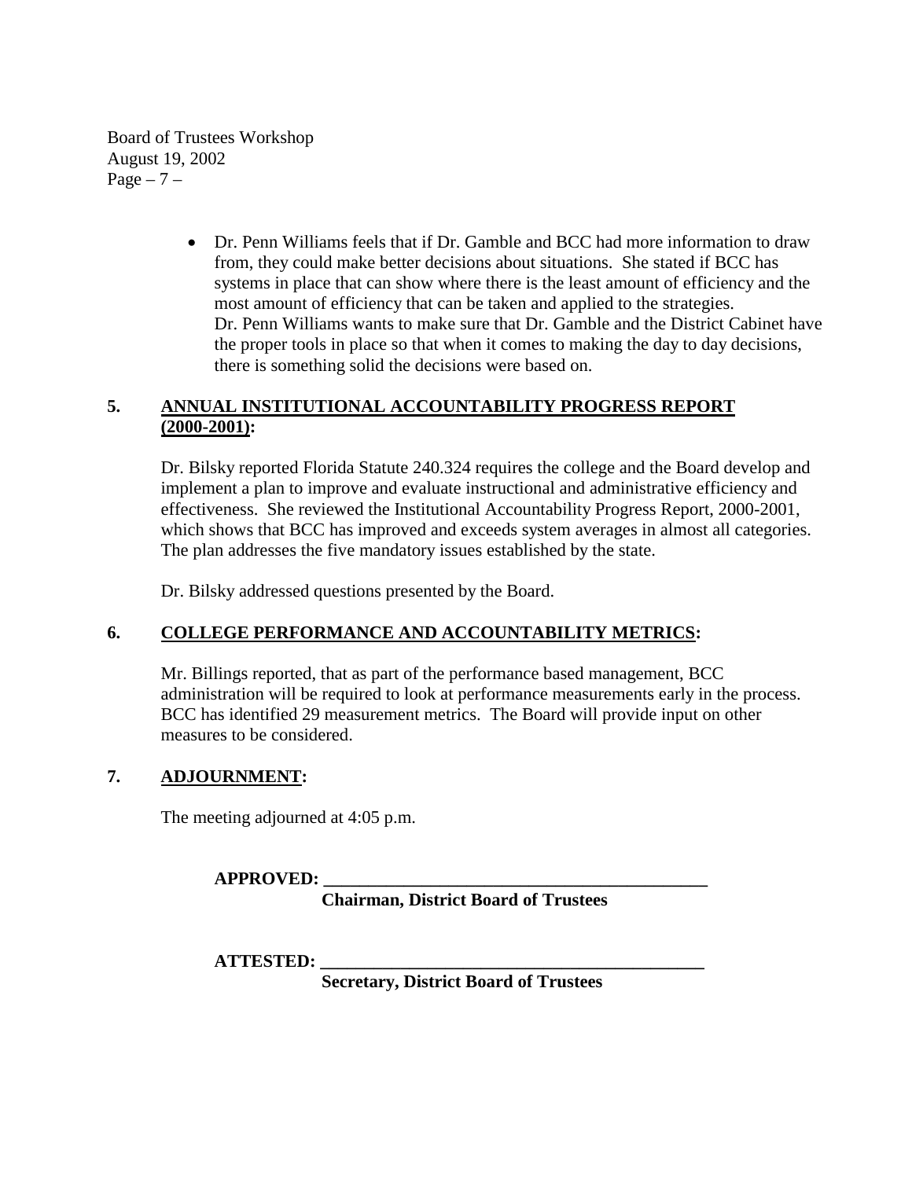- Dr. Penn Williams feels that if Dr. Gamble and BCC had more information to draw from, they could make better decisions about situations. She stated if BCC has systems in place that can show where there is the least amount of efficiency and the most amount of efficiency that can be taken and applied to the strategies. Dr. Penn Williams wants to make sure that Dr. Gamble and the District Cabinet have the proper tools in place so that when it comes to making the day to day decisions, there is something solid the decisions were based on.

**5. ANNUAL INSTITUTIONAL ACCOUNTABILITY PROGRESS REPORT (2000-2001):**

Dr. Bilsky reported Florida Statute 240.324 requires the college and the Board develop and implement a plan to improve and evaluate instructional and administrative efficiency and effectiveness. She reviewed the Institutional Accountability Progress Report, 2000-2001, which shows that BCC has improved and exceeds system averages in almost all categories. The plan addresses the five mandatory issues established by the state.

Dr. Bilsky addressed questions presented by the Board.

**6. COLLEGE PERFORMANCE AND ACCOUNTABILITY METRICS:**

Mr. Billings reported, that as part of the performance based management, BCC administration will be required to look at performance measurements early in the process. BCC has identified 29 measurement metrics. The Board will provide input on other measures to be considered.

**7. ADJOURNMENT:**

The meeting adjourned at 4:05 p.m.

**APPROVED: \_\_\_\_\_\_\_\_\_\_\_\_\_\_\_\_\_\_\_\_\_\_\_\_\_\_\_\_\_\_\_\_\_\_\_\_\_\_\_\_\_\_\_\_**
**Chairman, District Board of Trustees**

**ATTESTED: \_\_\_\_\_\_\_\_\_\_\_\_\_\_\_\_\_\_\_\_\_\_\_\_\_\_\_\_\_\_\_\_\_\_\_\_\_\_\_\_\_\_\_\_**
**Secretary, District Board of Trustees**